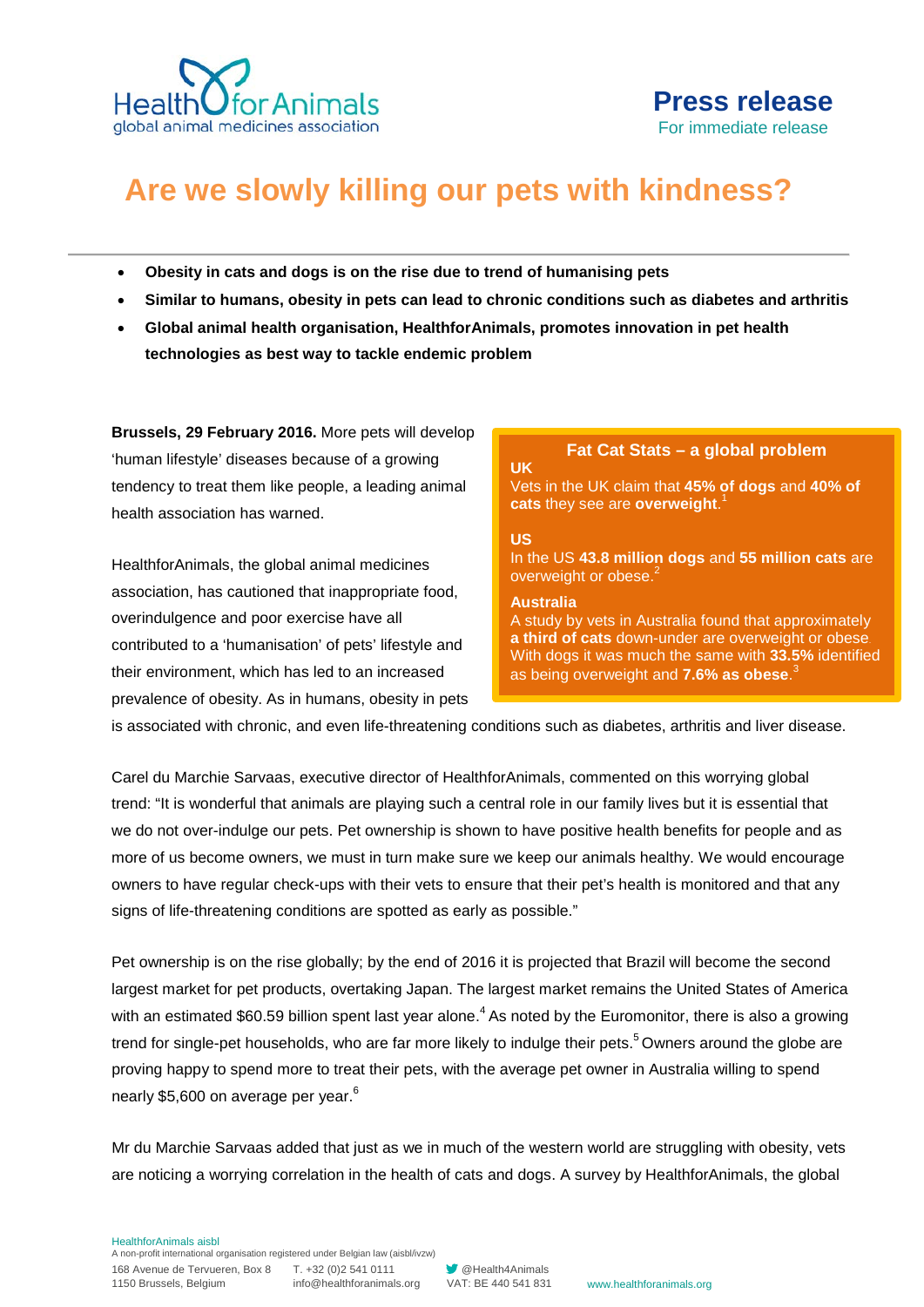HealthforAnimals
global animal medicines association

**Press release**
For immediate release

# Are we slowly killing our pets with kindness?

- **Obesity in cats and dogs is on the rise due to trend of humanising pets**
- **Similar to humans, obesity in pets can lead to chronic conditions such as diabetes and arthritis**
- **Global animal health organisation, HealthforAnimals, promotes innovation in pet health technologies as best way to tackle endemic problem**

**Brussels, 29 February 2016.** More pets will develop 'human lifestyle' diseases because of a growing tendency to treat them like people, a leading animal health association has warned.

HealthforAnimals, the global animal medicines association, has cautioned that inappropriate food, overindulgence and poor exercise have all contributed to a 'humanisation' of pets' lifestyle and their environment, which has led to an increased prevalence of obesity. As in humans, obesity in pets is associated with chronic, and even life-threatening conditions such as diabetes, arthritis and liver disease.

> **Fat Cat Stats – a global problem**
>
> **UK**
> Vets in the UK claim that **45% of dogs** and **40% of cats** they see are **overweight**.[1]
>
> **US**
> In the US **43.8 million dogs** and **55 million cats** are overweight or obese.[2]
>
> **Australia**
> A study by vets in Australia found that approximately **a third of cats** down-under are overweight or obese. With dogs it was much the same with **33.5%** identified as being overweight and **7.6% as obese**.[3]

Carel du Marchie Sarvaas, executive director of HealthforAnimals, commented on this worrying global trend: "It is wonderful that animals are playing such a central role in our family lives but it is essential that we do not over-indulge our pets. Pet ownership is shown to have positive health benefits for people and as more of us become owners, we must in turn make sure we keep our animals healthy. We would encourage owners to have regular check-ups with their vets to ensure that their pet's health is monitored and that any signs of life-threatening conditions are spotted as early as possible."

Pet ownership is on the rise globally; by the end of 2016 it is projected that Brazil will become the second largest market for pet products, overtaking Japan. The largest market remains the United States of America with an estimated $60.59 billion spent last year alone.[4] As noted by the Euromonitor, there is also a growing trend for single-pet households, who are far more likely to indulge their pets.[5] Owners around the globe are proving happy to spend more to treat their pets, with the average pet owner in Australia willing to spend nearly $5,600 on average per year.[6]

Mr du Marchie Sarvaas added that just as we in much of the western world are struggling with obesity, vets are noticing a worrying correlation in the health of cats and dogs. A survey by HealthforAnimals, the global

HealthforAnimals aisbl
A non-profit international organisation registered under Belgian law (aisbl/ivzw)
168 Avenue de Tervueren, Box 8, 1150 Brussels, Belgium | T. +32 (0)2 541 0111 | info@healthforanimals.org | @Health4Animals | VAT: BE 440 541 831 | www.healthforanimals.org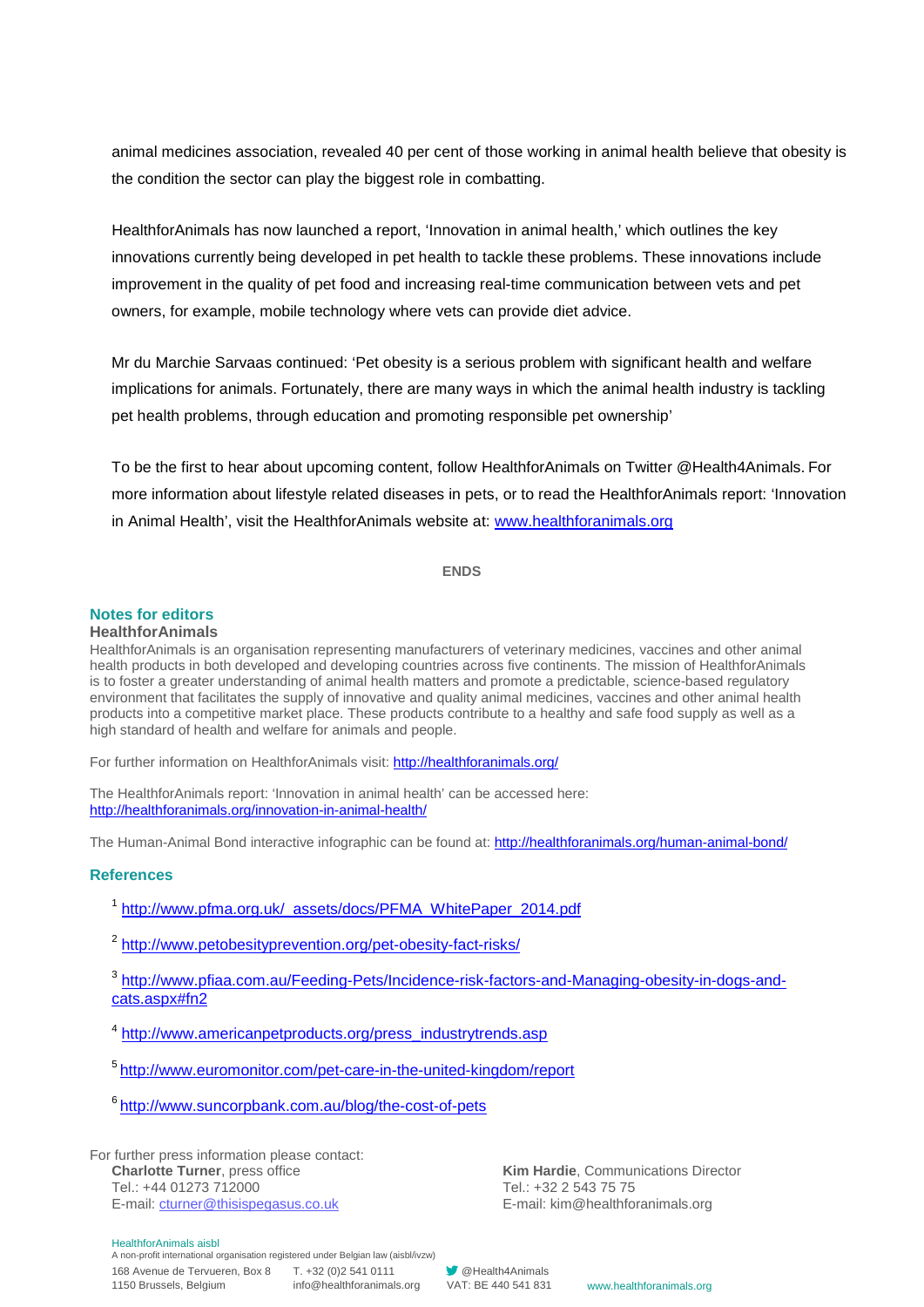animal medicines association, revealed 40 per cent of those working in animal health believe that obesity is the condition the sector can play the biggest role in combatting.

HealthforAnimals has now launched a report, 'Innovation in animal health,' which outlines the key innovations currently being developed in pet health to tackle these problems. These innovations include improvement in the quality of pet food and increasing real-time communication between vets and pet owners, for example, mobile technology where vets can provide diet advice.

Mr du Marchie Sarvaas continued: 'Pet obesity is a serious problem with significant health and welfare implications for animals. Fortunately, there are many ways in which the animal health industry is tackling pet health problems, through education and promoting responsible pet ownership'

To be the first to hear about upcoming content, follow HealthforAnimals on Twitter @Health4Animals. For more information about lifestyle related diseases in pets, or to read the HealthforAnimals report: 'Innovation in Animal Health', visit the HealthforAnimals website at: www.healthforanimals.org

**ENDS**

## Notes for editors

### HealthforAnimals

HealthforAnimals is an organisation representing manufacturers of veterinary medicines, vaccines and other animal health products in both developed and developing countries across five continents. The mission of HealthforAnimals is to foster a greater understanding of animal health matters and promote a predictable, science-based regulatory environment that facilitates the supply of innovative and quality animal medicines, vaccines and other animal health products into a competitive market place. These products contribute to a healthy and safe food supply as well as a high standard of health and welfare for animals and people.

For further information on HealthforAnimals visit: http://healthforanimals.org/

The HealthforAnimals report: 'Innovation in animal health' can be accessed here: http://healthforanimals.org/innovation-in-animal-health/

The Human-Animal Bond interactive infographic can be found at: http://healthforanimals.org/human-animal-bond/

## References

[1] http://www.pfma.org.uk/_assets/docs/PFMA_WhitePaper_2014.pdf

[2] http://www.petobesityprevention.org/pet-obesity-fact-risks/

[3] http://www.pfiaa.com.au/Feeding-Pets/Incidence-risk-factors-and-Managing-obesity-in-dogs-and-cats.aspx#fn2

[4] http://www.americanpetproducts.org/press_industrytrends.asp

[5] http://www.euromonitor.com/pet-care-in-the-united-kingdom/report

[6] http://www.suncorpbank.com.au/blog/the-cost-of-pets

For further press information please contact:

**Charlotte Turner**, press office
Tel.: +44 01273 712000
E-mail: cturner@thisispegasus.co.uk

**Kim Hardie**, Communications Director
Tel.: +32 2 543 75 75
E-mail: kim@healthforanimals.org

HealthforAnimals aisbl
A non-profit international organisation registered under Belgian law (aisbl/ivzw)
168 Avenue de Tervueren, Box 8
1150 Brussels, Belgium
T. +32 (0)2 541 0111
info@healthforanimals.org
@Health4Animals
VAT: BE 440 541 831
www.healthforanimals.org